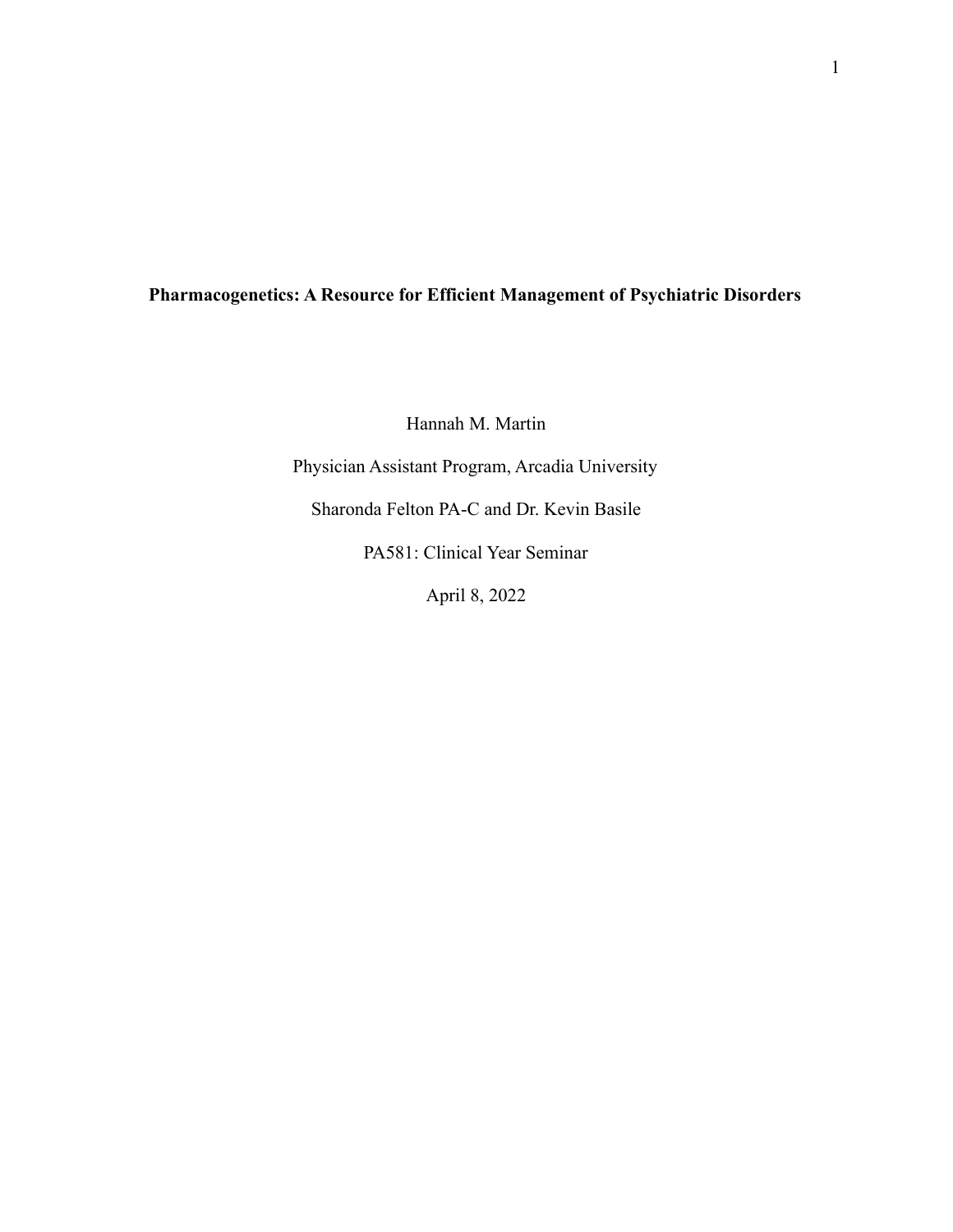# Pharmacogenetics: A Resource for Efficient Management of Psychiatric Disorders

Hannah M. Martin

Physician Assistant Program, Arcadia University

Sharonda Felton PA-C and Dr. Kevin Basile

PA581: Clinical Year Seminar

April 8, 2022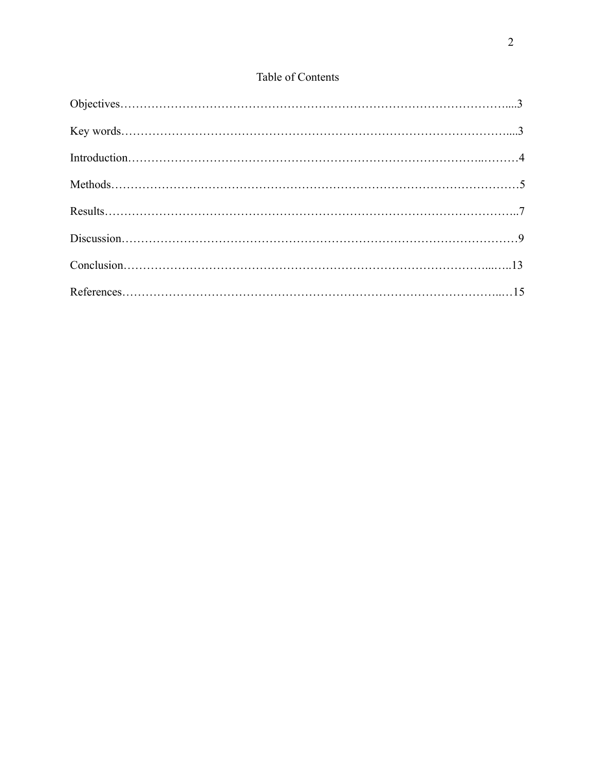# Table of Contents

Objectives……………………………………………………………………………………....3

Key words……………………………………………………………………………………....3

Introduction……………………………………………………………………………..………4

Methods…………………………………………………………………………………………5

Results…………………………………………………………………………………………..7

Discussion………………………………………………………………………………………9

Conclusion……………………………………………………………………………...…..13

References…………………………………………………………………………………...…15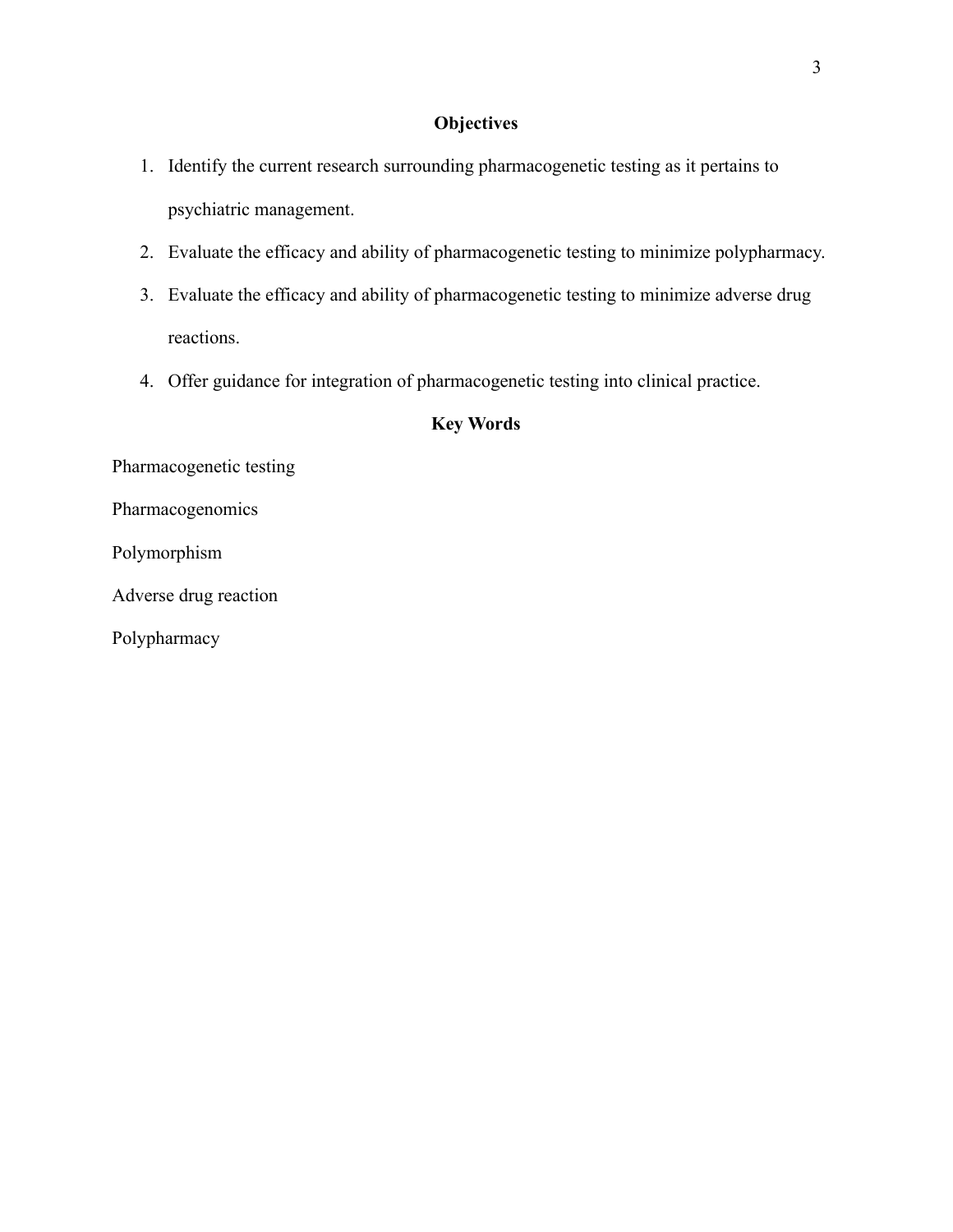## Objectives

1. Identify the current research surrounding pharmacogenetic testing as it pertains to psychiatric management.
2. Evaluate the efficacy and ability of pharmacogenetic testing to minimize polypharmacy.
3. Evaluate the efficacy and ability of pharmacogenetic testing to minimize adverse drug reactions.
4. Offer guidance for integration of pharmacogenetic testing into clinical practice.

## Key Words

Pharmacogenetic testing

Pharmacogenomics

Polymorphism

Adverse drug reaction

Polypharmacy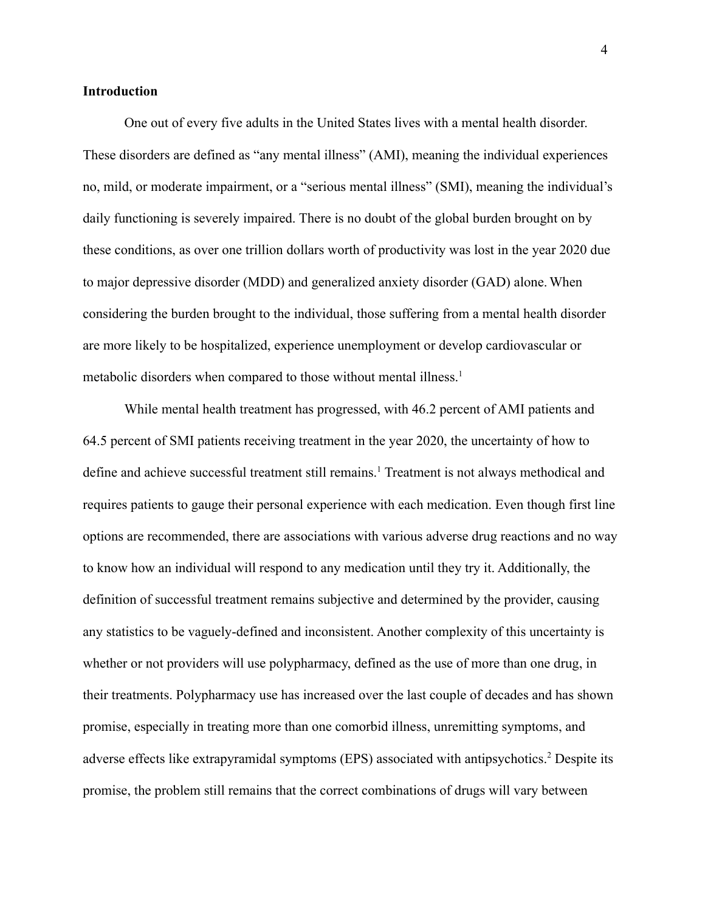## Introduction

One out of every five adults in the United States lives with a mental health disorder. These disorders are defined as "any mental illness" (AMI), meaning the individual experiences no, mild, or moderate impairment, or a "serious mental illness" (SMI), meaning the individual's daily functioning is severely impaired. There is no doubt of the global burden brought on by these conditions, as over one trillion dollars worth of productivity was lost in the year 2020 due to major depressive disorder (MDD) and generalized anxiety disorder (GAD) alone. When considering the burden brought to the individual, those suffering from a mental health disorder are more likely to be hospitalized, experience unemployment or develop cardiovascular or metabolic disorders when compared to those without mental illness.[1]

While mental health treatment has progressed, with 46.2 percent of AMI patients and 64.5 percent of SMI patients receiving treatment in the year 2020, the uncertainty of how to define and achieve successful treatment still remains.[1] Treatment is not always methodical and requires patients to gauge their personal experience with each medication. Even though first line options are recommended, there are associations with various adverse drug reactions and no way to know how an individual will respond to any medication until they try it. Additionally, the definition of successful treatment remains subjective and determined by the provider, causing any statistics to be vaguely-defined and inconsistent. Another complexity of this uncertainty is whether or not providers will use polypharmacy, defined as the use of more than one drug, in their treatments. Polypharmacy use has increased over the last couple of decades and has shown promise, especially in treating more than one comorbid illness, unremitting symptoms, and adverse effects like extrapyramidal symptoms (EPS) associated with antipsychotics.[2] Despite its promise, the problem still remains that the correct combinations of drugs will vary between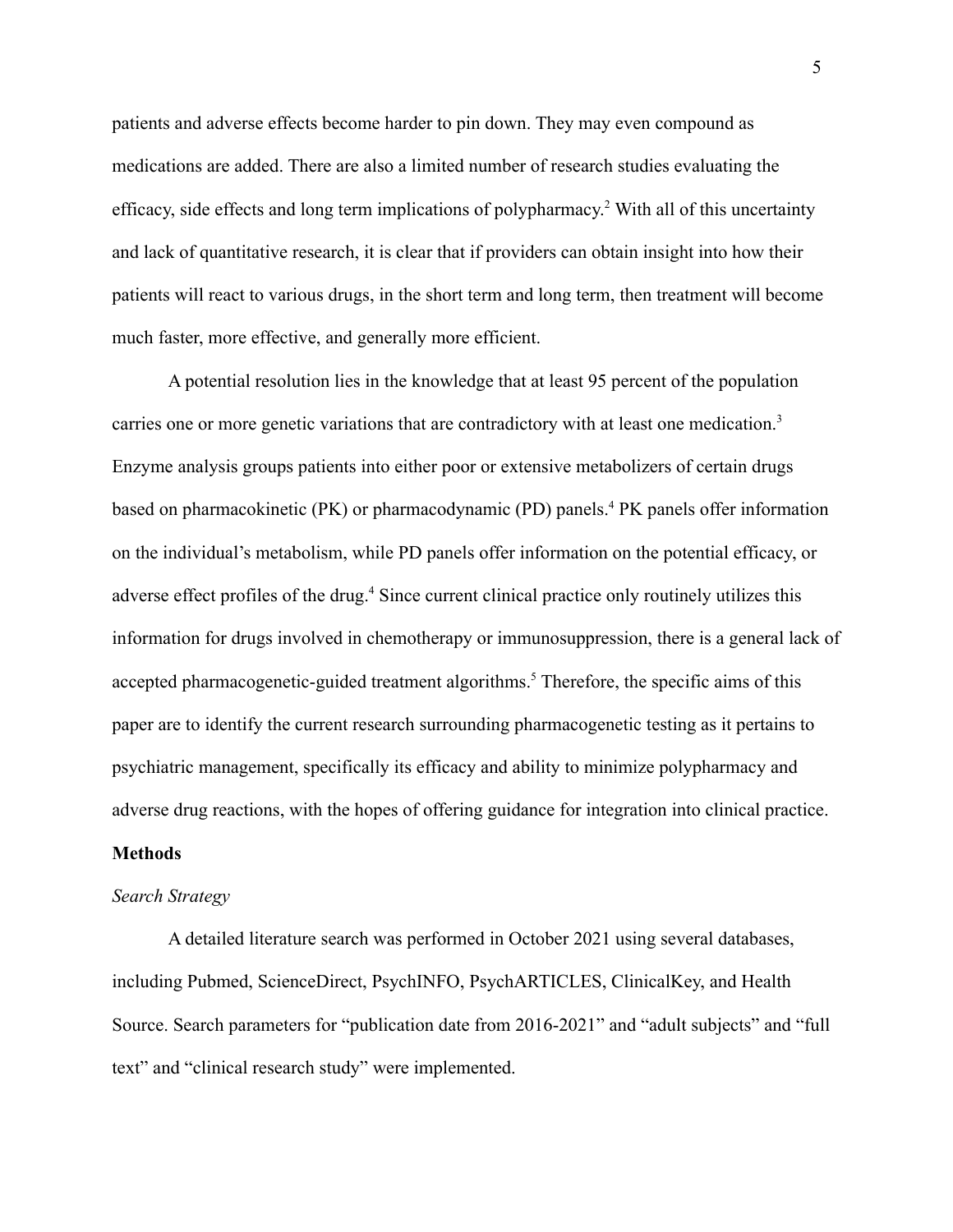patients and adverse effects become harder to pin down. They may even compound as medications are added. There are also a limited number of research studies evaluating the efficacy, side effects and long term implications of polypharmacy.[2] With all of this uncertainty and lack of quantitative research, it is clear that if providers can obtain insight into how their patients will react to various drugs, in the short term and long term, then treatment will become much faster, more effective, and generally more efficient.

A potential resolution lies in the knowledge that at least 95 percent of the population carries one or more genetic variations that are contradictory with at least one medication.[3] Enzyme analysis groups patients into either poor or extensive metabolizers of certain drugs based on pharmacokinetic (PK) or pharmacodynamic (PD) panels.[4] PK panels offer information on the individual's metabolism, while PD panels offer information on the potential efficacy, or adverse effect profiles of the drug.[4] Since current clinical practice only routinely utilizes this information for drugs involved in chemotherapy or immunosuppression, there is a general lack of accepted pharmacogenetic-guided treatment algorithms.[5] Therefore, the specific aims of this paper are to identify the current research surrounding pharmacogenetic testing as it pertains to psychiatric management, specifically its efficacy and ability to minimize polypharmacy and adverse drug reactions, with the hopes of offering guidance for integration into clinical practice.

## Methods

### *Search Strategy*

A detailed literature search was performed in October 2021 using several databases, including Pubmed, ScienceDirect, PsychINFO, PsychARTICLES, ClinicalKey, and Health Source. Search parameters for "publication date from 2016-2021" and "adult subjects" and "full text" and "clinical research study" were implemented.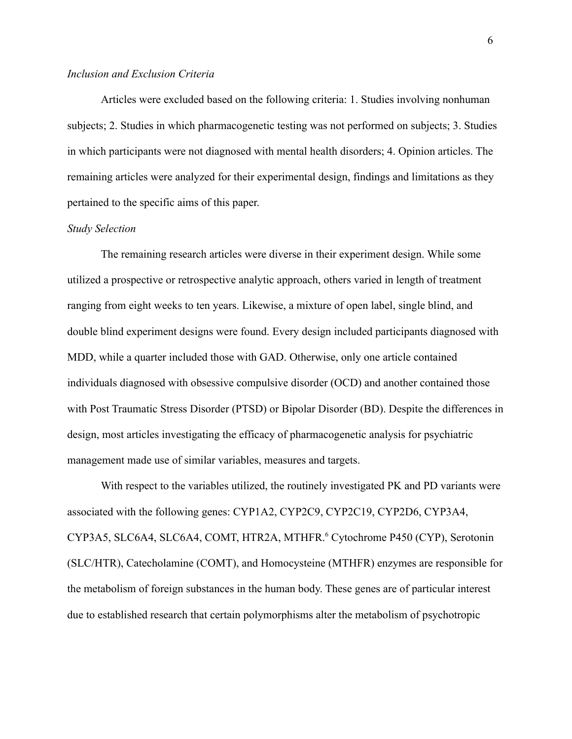*Inclusion and Exclusion Criteria*

Articles were excluded based on the following criteria: 1. Studies involving nonhuman subjects; 2. Studies in which pharmacogenetic testing was not performed on subjects; 3. Studies in which participants were not diagnosed with mental health disorders; 4. Opinion articles. The remaining articles were analyzed for their experimental design, findings and limitations as they pertained to the specific aims of this paper.

*Study Selection*

The remaining research articles were diverse in their experiment design. While some utilized a prospective or retrospective analytic approach, others varied in length of treatment ranging from eight weeks to ten years. Likewise, a mixture of open label, single blind, and double blind experiment designs were found. Every design included participants diagnosed with MDD, while a quarter included those with GAD. Otherwise, only one article contained individuals diagnosed with obsessive compulsive disorder (OCD) and another contained those with Post Traumatic Stress Disorder (PTSD) or Bipolar Disorder (BD). Despite the differences in design, most articles investigating the efficacy of pharmacogenetic analysis for psychiatric management made use of similar variables, measures and targets.

With respect to the variables utilized, the routinely investigated PK and PD variants were associated with the following genes: CYP1A2, CYP2C9, CYP2C19, CYP2D6, CYP3A4, CYP3A5, SLC6A4, SLC6A4, COMT, HTR2A, MTHFR.[6] Cytochrome P450 (CYP), Serotonin (SLC/HTR), Catecholamine (COMT), and Homocysteine (MTHFR) enzymes are responsible for the metabolism of foreign substances in the human body. These genes are of particular interest due to established research that certain polymorphisms alter the metabolism of psychotropic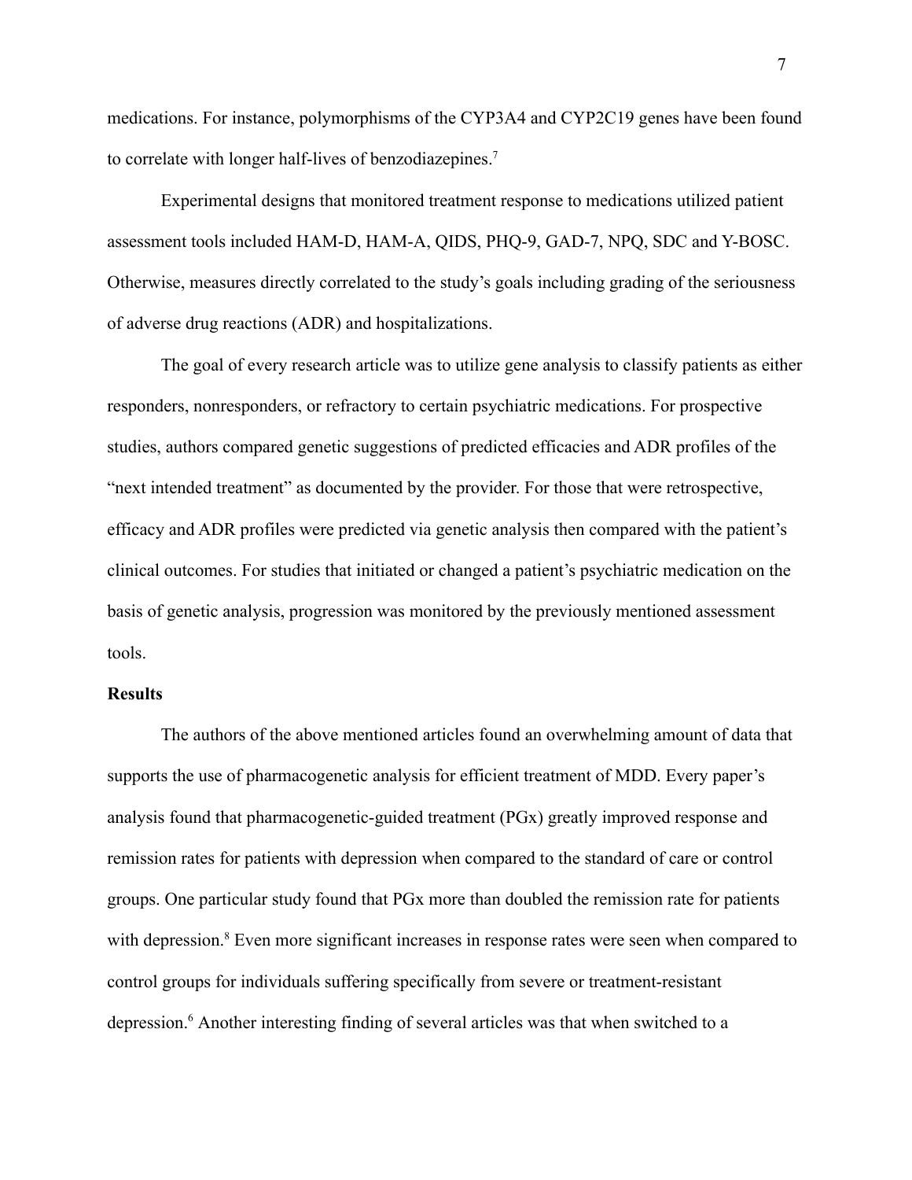medications. For instance, polymorphisms of the CYP3A4 and CYP2C19 genes have been found to correlate with longer half-lives of benzodiazepines.[7]

Experimental designs that monitored treatment response to medications utilized patient assessment tools included HAM-D, HAM-A, QIDS, PHQ-9, GAD-7, NPQ, SDC and Y-BOSC. Otherwise, measures directly correlated to the study's goals including grading of the seriousness of adverse drug reactions (ADR) and hospitalizations.

The goal of every research article was to utilize gene analysis to classify patients as either responders, nonresponders, or refractory to certain psychiatric medications. For prospective studies, authors compared genetic suggestions of predicted efficacies and ADR profiles of the "next intended treatment" as documented by the provider. For those that were retrospective, efficacy and ADR profiles were predicted via genetic analysis then compared with the patient's clinical outcomes. For studies that initiated or changed a patient's psychiatric medication on the basis of genetic analysis, progression was monitored by the previously mentioned assessment tools.

**Results**

The authors of the above mentioned articles found an overwhelming amount of data that supports the use of pharmacogenetic analysis for efficient treatment of MDD. Every paper's analysis found that pharmacogenetic-guided treatment (PGx) greatly improved response and remission rates for patients with depression when compared to the standard of care or control groups. One particular study found that PGx more than doubled the remission rate for patients with depression.[8] Even more significant increases in response rates were seen when compared to control groups for individuals suffering specifically from severe or treatment-resistant depression.[6] Another interesting finding of several articles was that when switched to a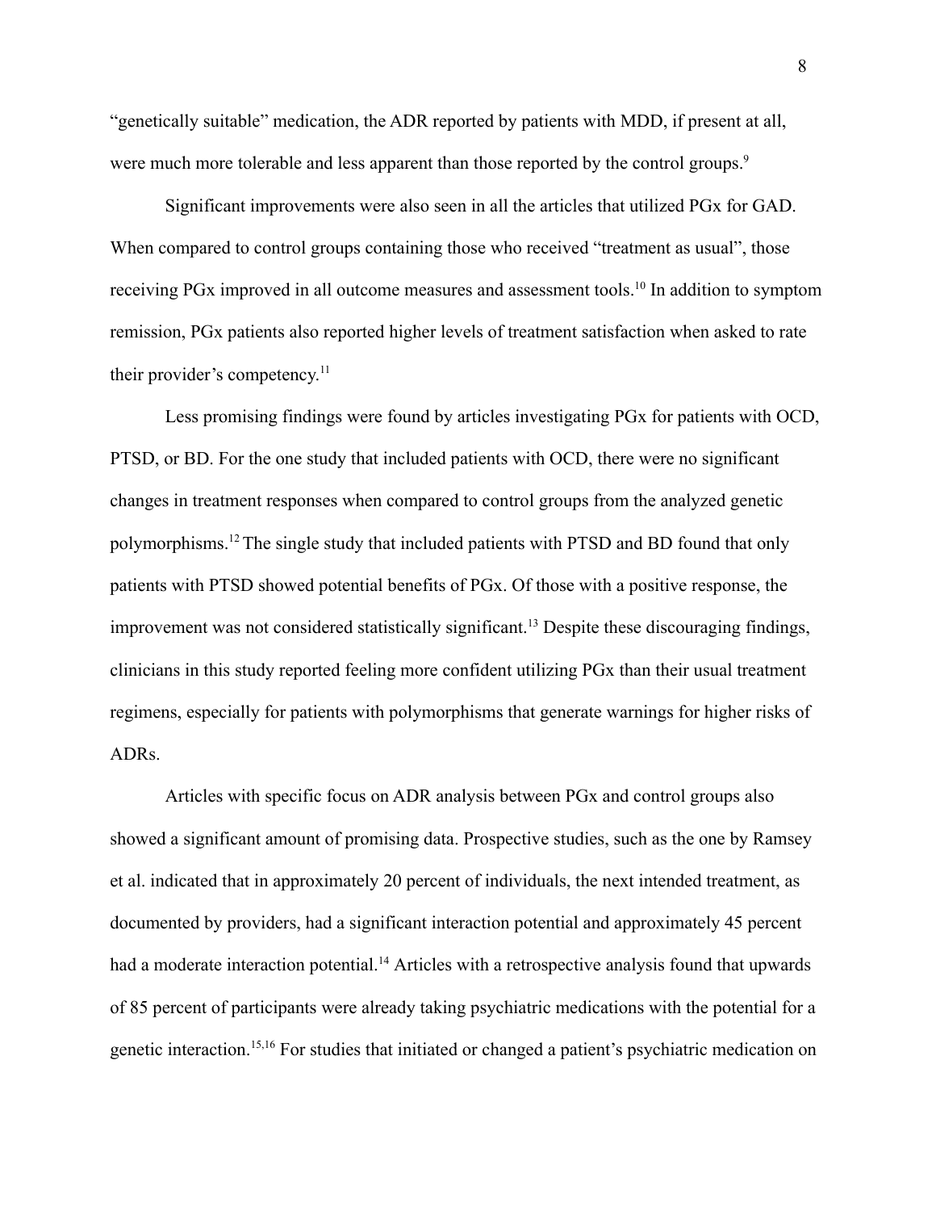"genetically suitable" medication, the ADR reported by patients with MDD, if present at all, were much more tolerable and less apparent than those reported by the control groups.[9]

Significant improvements were also seen in all the articles that utilized PGx for GAD. When compared to control groups containing those who received "treatment as usual", those receiving PGx improved in all outcome measures and assessment tools.[10] In addition to symptom remission, PGx patients also reported higher levels of treatment satisfaction when asked to rate their provider's competency.[11]

Less promising findings were found by articles investigating PGx for patients with OCD, PTSD, or BD. For the one study that included patients with OCD, there were no significant changes in treatment responses when compared to control groups from the analyzed genetic polymorphisms.[12] The single study that included patients with PTSD and BD found that only patients with PTSD showed potential benefits of PGx. Of those with a positive response, the improvement was not considered statistically significant.[13] Despite these discouraging findings, clinicians in this study reported feeling more confident utilizing PGx than their usual treatment regimens, especially for patients with polymorphisms that generate warnings for higher risks of ADRs.

Articles with specific focus on ADR analysis between PGx and control groups also showed a significant amount of promising data. Prospective studies, such as the one by Ramsey et al. indicated that in approximately 20 percent of individuals, the next intended treatment, as documented by providers, had a significant interaction potential and approximately 45 percent had a moderate interaction potential.[14] Articles with a retrospective analysis found that upwards of 85 percent of participants were already taking psychiatric medications with the potential for a genetic interaction.[15,16] For studies that initiated or changed a patient's psychiatric medication on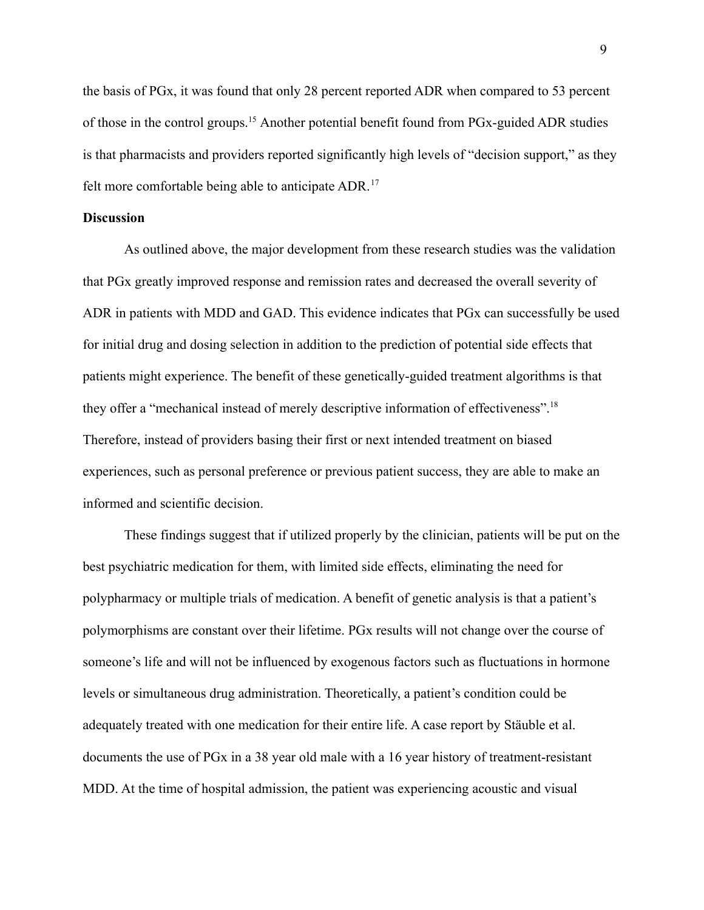the basis of PGx, it was found that only 28 percent reported ADR when compared to 53 percent of those in the control groups.[15] Another potential benefit found from PGx-guided ADR studies is that pharmacists and providers reported significantly high levels of "decision support," as they felt more comfortable being able to anticipate ADR.[17]

**Discussion**

As outlined above, the major development from these research studies was the validation that PGx greatly improved response and remission rates and decreased the overall severity of ADR in patients with MDD and GAD. This evidence indicates that PGx can successfully be used for initial drug and dosing selection in addition to the prediction of potential side effects that patients might experience. The benefit of these genetically-guided treatment algorithms is that they offer a "mechanical instead of merely descriptive information of effectiveness".[18] Therefore, instead of providers basing their first or next intended treatment on biased experiences, such as personal preference or previous patient success, they are able to make an informed and scientific decision.

These findings suggest that if utilized properly by the clinician, patients will be put on the best psychiatric medication for them, with limited side effects, eliminating the need for polypharmacy or multiple trials of medication. A benefit of genetic analysis is that a patient's polymorphisms are constant over their lifetime. PGx results will not change over the course of someone's life and will not be influenced by exogenous factors such as fluctuations in hormone levels or simultaneous drug administration. Theoretically, a patient's condition could be adequately treated with one medication for their entire life. A case report by Stäuble et al. documents the use of PGx in a 38 year old male with a 16 year history of treatment-resistant MDD. At the time of hospital admission, the patient was experiencing acoustic and visual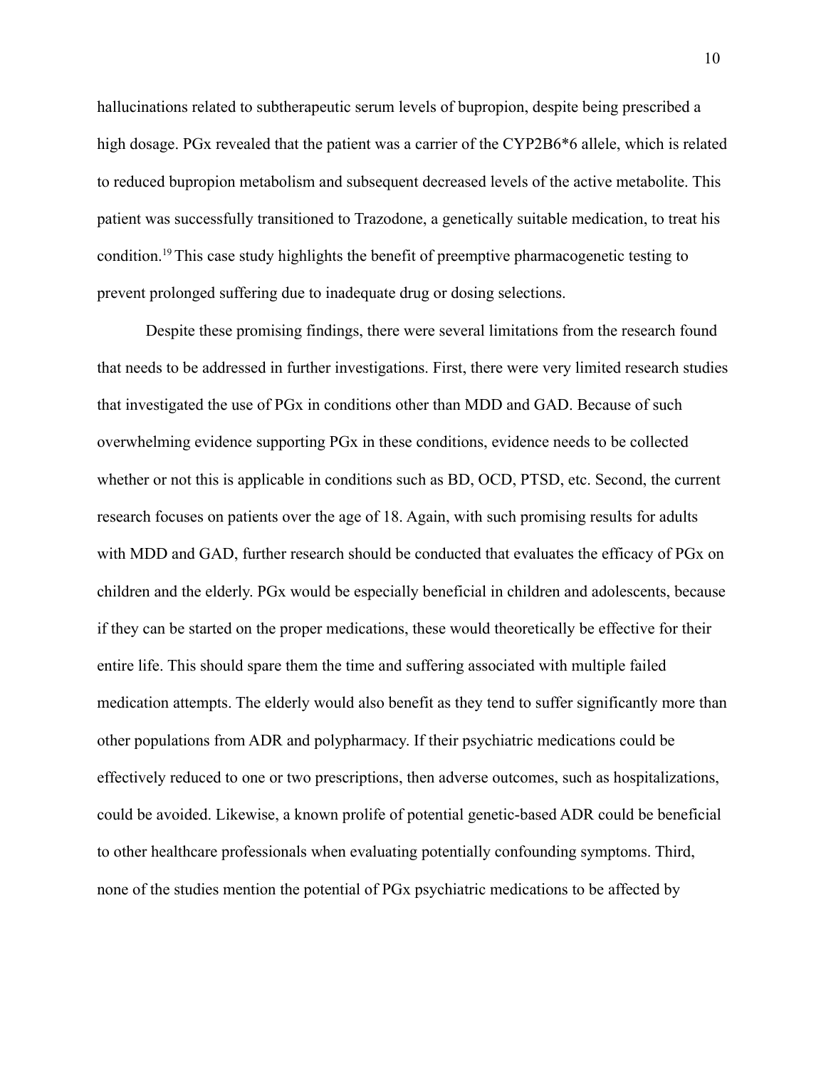hallucinations related to subtherapeutic serum levels of bupropion, despite being prescribed a high dosage. PGx revealed that the patient was a carrier of the CYP2B6*6 allele, which is related to reduced bupropion metabolism and subsequent decreased levels of the active metabolite. This patient was successfully transitioned to Trazodone, a genetically suitable medication, to treat his condition.[19] This case study highlights the benefit of preemptive pharmacogenetic testing to prevent prolonged suffering due to inadequate drug or dosing selections.

Despite these promising findings, there were several limitations from the research found that needs to be addressed in further investigations. First, there were very limited research studies that investigated the use of PGx in conditions other than MDD and GAD. Because of such overwhelming evidence supporting PGx in these conditions, evidence needs to be collected whether or not this is applicable in conditions such as BD, OCD, PTSD, etc. Second, the current research focuses on patients over the age of 18. Again, with such promising results for adults with MDD and GAD, further research should be conducted that evaluates the efficacy of PGx on children and the elderly. PGx would be especially beneficial in children and adolescents, because if they can be started on the proper medications, these would theoretically be effective for their entire life. This should spare them the time and suffering associated with multiple failed medication attempts. The elderly would also benefit as they tend to suffer significantly more than other populations from ADR and polypharmacy. If their psychiatric medications could be effectively reduced to one or two prescriptions, then adverse outcomes, such as hospitalizations, could be avoided. Likewise, a known prolife of potential genetic-based ADR could be beneficial to other healthcare professionals when evaluating potentially confounding symptoms. Third, none of the studies mention the potential of PGx psychiatric medications to be affected by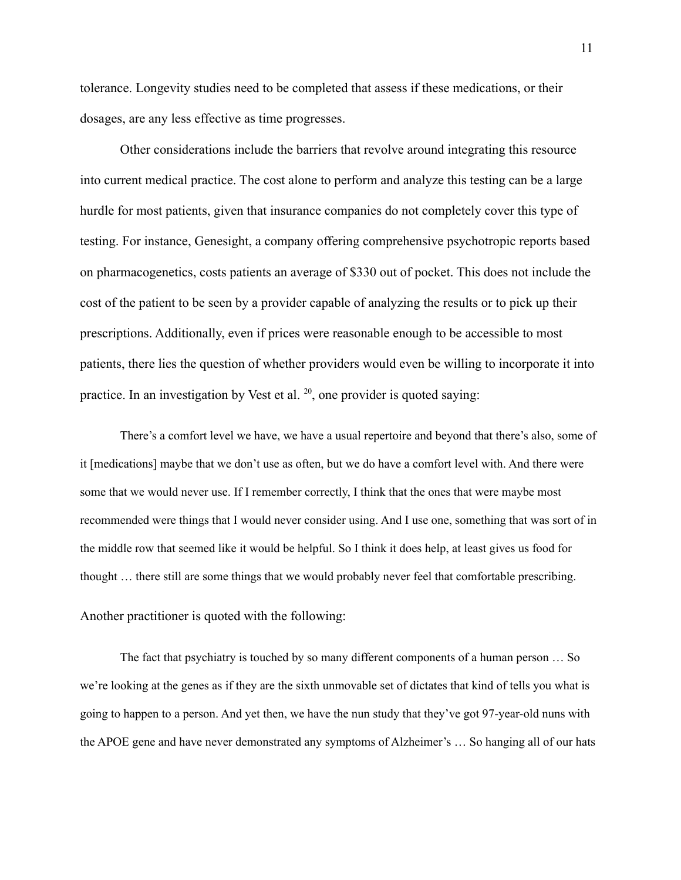tolerance. Longevity studies need to be completed that assess if these medications, or their dosages, are any less effective as time progresses.

Other considerations include the barriers that revolve around integrating this resource into current medical practice. The cost alone to perform and analyze this testing can be a large hurdle for most patients, given that insurance companies do not completely cover this type of testing. For instance, Genesight, a company offering comprehensive psychotropic reports based on pharmacogenetics, costs patients an average of $330 out of pocket. This does not include the cost of the patient to be seen by a provider capable of analyzing the results or to pick up their prescriptions. Additionally, even if prices were reasonable enough to be accessible to most patients, there lies the question of whether providers would even be willing to incorporate it into practice. In an investigation by Vest et al. [20], one provider is quoted saying:

> There's a comfort level we have, we have a usual repertoire and beyond that there's also, some of it [medications] maybe that we don't use as often, but we do have a comfort level with. And there were some that we would never use. If I remember correctly, I think that the ones that were maybe most recommended were things that I would never consider using. And I use one, something that was sort of in the middle row that seemed like it would be helpful. So I think it does help, at least gives us food for thought … there still are some things that we would probably never feel that comfortable prescribing.

Another practitioner is quoted with the following:

> The fact that psychiatry is touched by so many different components of a human person … So we're looking at the genes as if they are the sixth unmovable set of dictates that kind of tells you what is going to happen to a person. And yet then, we have the nun study that they've got 97-year-old nuns with the APOE gene and have never demonstrated any symptoms of Alzheimer's … So hanging all of our hats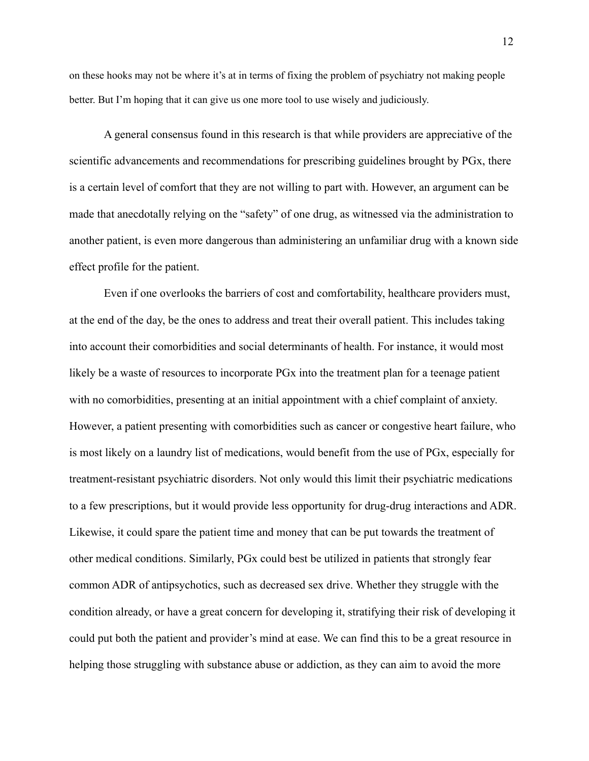on these hooks may not be where it's at in terms of fixing the problem of psychiatry not making people better. But I'm hoping that it can give us one more tool to use wisely and judiciously.

A general consensus found in this research is that while providers are appreciative of the scientific advancements and recommendations for prescribing guidelines brought by PGx, there is a certain level of comfort that they are not willing to part with. However, an argument can be made that anecdotally relying on the "safety" of one drug, as witnessed via the administration to another patient, is even more dangerous than administering an unfamiliar drug with a known side effect profile for the patient.

Even if one overlooks the barriers of cost and comfortability, healthcare providers must, at the end of the day, be the ones to address and treat their overall patient. This includes taking into account their comorbidities and social determinants of health. For instance, it would most likely be a waste of resources to incorporate PGx into the treatment plan for a teenage patient with no comorbidities, presenting at an initial appointment with a chief complaint of anxiety. However, a patient presenting with comorbidities such as cancer or congestive heart failure, who is most likely on a laundry list of medications, would benefit from the use of PGx, especially for treatment-resistant psychiatric disorders. Not only would this limit their psychiatric medications to a few prescriptions, but it would provide less opportunity for drug-drug interactions and ADR. Likewise, it could spare the patient time and money that can be put towards the treatment of other medical conditions. Similarly, PGx could best be utilized in patients that strongly fear common ADR of antipsychotics, such as decreased sex drive. Whether they struggle with the condition already, or have a great concern for developing it, stratifying their risk of developing it could put both the patient and provider's mind at ease. We can find this to be a great resource in helping those struggling with substance abuse or addiction, as they can aim to avoid the more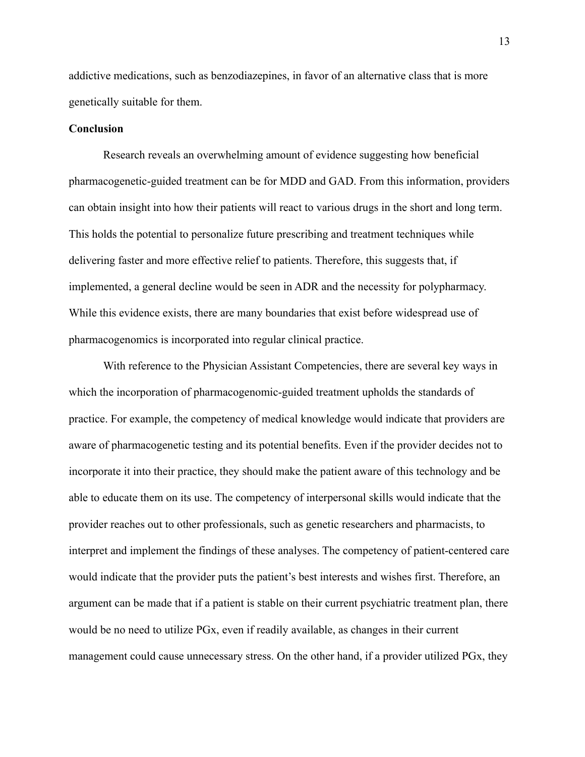addictive medications, such as benzodiazepines, in favor of an alternative class that is more genetically suitable for them.

**Conclusion**

Research reveals an overwhelming amount of evidence suggesting how beneficial pharmacogenetic-guided treatment can be for MDD and GAD. From this information, providers can obtain insight into how their patients will react to various drugs in the short and long term. This holds the potential to personalize future prescribing and treatment techniques while delivering faster and more effective relief to patients. Therefore, this suggests that, if implemented, a general decline would be seen in ADR and the necessity for polypharmacy. While this evidence exists, there are many boundaries that exist before widespread use of pharmacogenomics is incorporated into regular clinical practice.

With reference to the Physician Assistant Competencies, there are several key ways in which the incorporation of pharmacogenomic-guided treatment upholds the standards of practice. For example, the competency of medical knowledge would indicate that providers are aware of pharmacogenetic testing and its potential benefits. Even if the provider decides not to incorporate it into their practice, they should make the patient aware of this technology and be able to educate them on its use. The competency of interpersonal skills would indicate that the provider reaches out to other professionals, such as genetic researchers and pharmacists, to interpret and implement the findings of these analyses. The competency of patient-centered care would indicate that the provider puts the patient's best interests and wishes first. Therefore, an argument can be made that if a patient is stable on their current psychiatric treatment plan, there would be no need to utilize PGx, even if readily available, as changes in their current management could cause unnecessary stress. On the other hand, if a provider utilized PGx, they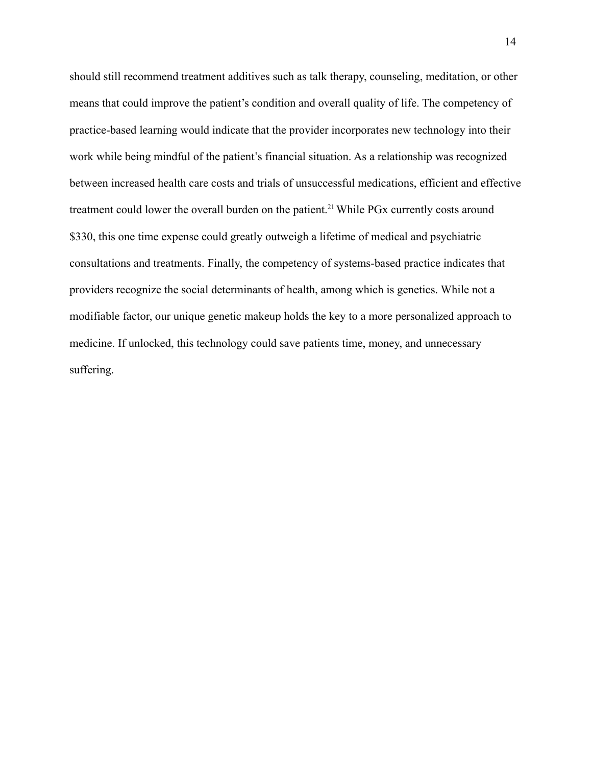should still recommend treatment additives such as talk therapy, counseling, meditation, or other means that could improve the patient's condition and overall quality of life. The competency of practice-based learning would indicate that the provider incorporates new technology into their work while being mindful of the patient's financial situation. As a relationship was recognized between increased health care costs and trials of unsuccessful medications, efficient and effective treatment could lower the overall burden on the patient.[21] While PGx currently costs around $330, this one time expense could greatly outweigh a lifetime of medical and psychiatric consultations and treatments. Finally, the competency of systems-based practice indicates that providers recognize the social determinants of health, among which is genetics. While not a modifiable factor, our unique genetic makeup holds the key to a more personalized approach to medicine. If unlocked, this technology could save patients time, money, and unnecessary suffering.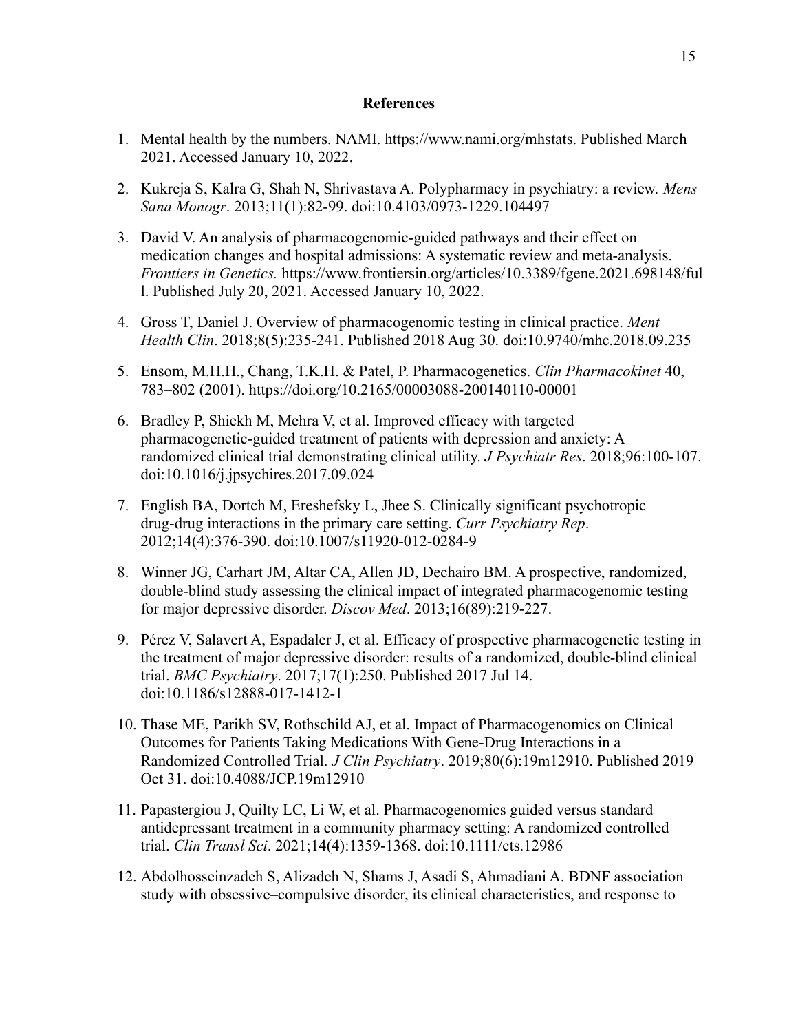# References

1. Mental health by the numbers. NAMI. https://www.nami.org/mhstats. Published March 2021. Accessed January 10, 2022.

2. Kukreja S, Kalra G, Shah N, Shrivastava A. Polypharmacy in psychiatry: a review. *Mens Sana Monogr*. 2013;11(1):82-99. doi:10.4103/0973-1229.104497

3. David V. An analysis of pharmacogenomic-guided pathways and their effect on medication changes and hospital admissions: A systematic review and meta-analysis. *Frontiers in Genetics.* https://www.frontiersin.org/articles/10.3389/fgene.2021.698148/full. Published July 20, 2021. Accessed January 10, 2022.

4. Gross T, Daniel J. Overview of pharmacogenomic testing in clinical practice. *Ment Health Clin*. 2018;8(5):235-241. Published 2018 Aug 30. doi:10.9740/mhc.2018.09.235

5. Ensom, M.H.H., Chang, T.K.H. & Patel, P. Pharmacogenetics. *Clin Pharmacokinet* 40, 783–802 (2001). https://doi.org/10.2165/00003088-200140110-00001

6. Bradley P, Shiekh M, Mehra V, et al. Improved efficacy with targeted pharmacogenetic-guided treatment of patients with depression and anxiety: A randomized clinical trial demonstrating clinical utility. *J Psychiatr Res*. 2018;96:100-107. doi:10.1016/j.jpsychires.2017.09.024

7. English BA, Dortch M, Ereshefsky L, Jhee S. Clinically significant psychotropic drug-drug interactions in the primary care setting. *Curr Psychiatry Rep*. 2012;14(4):376-390. doi:10.1007/s11920-012-0284-9

8. Winner JG, Carhart JM, Altar CA, Allen JD, Dechairo BM. A prospective, randomized, double-blind study assessing the clinical impact of integrated pharmacogenomic testing for major depressive disorder. *Discov Med*. 2013;16(89):219-227.

9. Pérez V, Salavert A, Espadaler J, et al. Efficacy of prospective pharmacogenetic testing in the treatment of major depressive disorder: results of a randomized, double-blind clinical trial. *BMC Psychiatry*. 2017;17(1):250. Published 2017 Jul 14. doi:10.1186/s12888-017-1412-1

10. Thase ME, Parikh SV, Rothschild AJ, et al. Impact of Pharmacogenomics on Clinical Outcomes for Patients Taking Medications With Gene-Drug Interactions in a Randomized Controlled Trial. *J Clin Psychiatry*. 2019;80(6):19m12910. Published 2019 Oct 31. doi:10.4088/JCP.19m12910

11. Papastergiou J, Quilty LC, Li W, et al. Pharmacogenomics guided versus standard antidepressant treatment in a community pharmacy setting: A randomized controlled trial. *Clin Transl Sci*. 2021;14(4):1359-1368. doi:10.1111/cts.12986

12. Abdolhosseinzadeh S, Alizadeh N, Shams J, Asadi S, Ahmadiani A. BDNF association study with obsessive–compulsive disorder, its clinical characteristics, and response to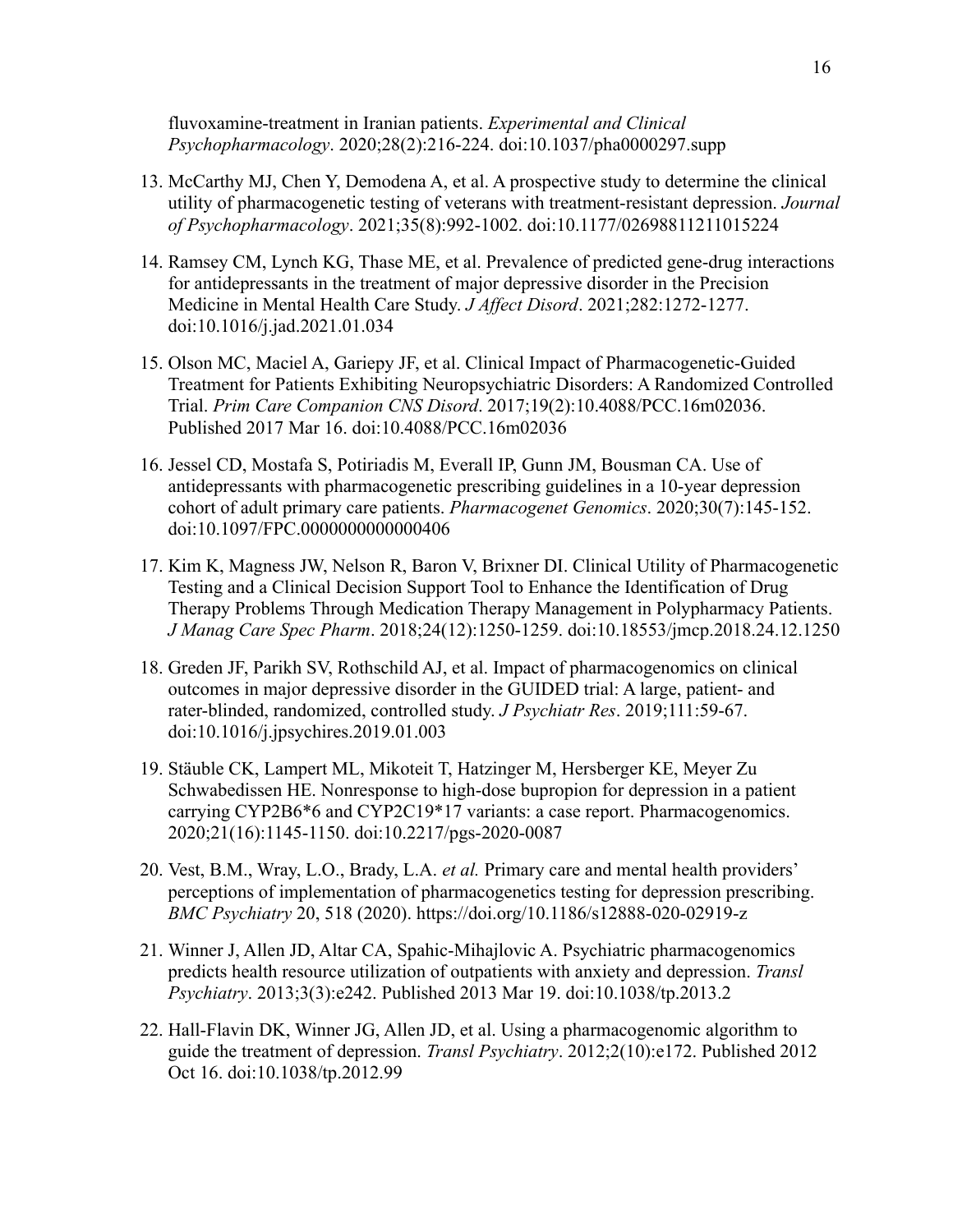fluvoxamine-treatment in Iranian patients. *Experimental and Clinical Psychopharmacology*. 2020;28(2):216-224. doi:10.1037/pha0000297.supp

13. McCarthy MJ, Chen Y, Demodena A, et al. A prospective study to determine the clinical utility of pharmacogenetic testing of veterans with treatment-resistant depression. *Journal of Psychopharmacology*. 2021;35(8):992-1002. doi:10.1177/02698811211015224

14. Ramsey CM, Lynch KG, Thase ME, et al. Prevalence of predicted gene-drug interactions for antidepressants in the treatment of major depressive disorder in the Precision Medicine in Mental Health Care Study. *J Affect Disord*. 2021;282:1272-1277. doi:10.1016/j.jad.2021.01.034

15. Olson MC, Maciel A, Gariepy JF, et al. Clinical Impact of Pharmacogenetic-Guided Treatment for Patients Exhibiting Neuropsychiatric Disorders: A Randomized Controlled Trial. *Prim Care Companion CNS Disord*. 2017;19(2):10.4088/PCC.16m02036. Published 2017 Mar 16. doi:10.4088/PCC.16m02036

16. Jessel CD, Mostafa S, Potiriadis M, Everall IP, Gunn JM, Bousman CA. Use of antidepressants with pharmacogenetic prescribing guidelines in a 10-year depression cohort of adult primary care patients. *Pharmacogenet Genomics*. 2020;30(7):145-152. doi:10.1097/FPC.0000000000000406

17. Kim K, Magness JW, Nelson R, Baron V, Brixner DI. Clinical Utility of Pharmacogenetic Testing and a Clinical Decision Support Tool to Enhance the Identification of Drug Therapy Problems Through Medication Therapy Management in Polypharmacy Patients. *J Manag Care Spec Pharm*. 2018;24(12):1250-1259. doi:10.18553/jmcp.2018.24.12.1250

18. Greden JF, Parikh SV, Rothschild AJ, et al. Impact of pharmacogenomics on clinical outcomes in major depressive disorder in the GUIDED trial: A large, patient- and rater-blinded, randomized, controlled study. *J Psychiatr Res*. 2019;111:59-67. doi:10.1016/j.jpsychires.2019.01.003

19. Stäuble CK, Lampert ML, Mikoteit T, Hatzinger M, Hersberger KE, Meyer Zu Schwabedissen HE. Nonresponse to high-dose bupropion for depression in a patient carrying CYP2B6*6 and CYP2C19*17 variants: a case report. Pharmacogenomics. 2020;21(16):1145-1150. doi:10.2217/pgs-2020-0087

20. Vest, B.M., Wray, L.O., Brady, L.A. *et al.* Primary care and mental health providers' perceptions of implementation of pharmacogenetics testing for depression prescribing. *BMC Psychiatry* 20, 518 (2020). https://doi.org/10.1186/s12888-020-02919-z

21. Winner J, Allen JD, Altar CA, Spahic-Mihajlovic A. Psychiatric pharmacogenomics predicts health resource utilization of outpatients with anxiety and depression. *Transl Psychiatry*. 2013;3(3):e242. Published 2013 Mar 19. doi:10.1038/tp.2013.2

22. Hall-Flavin DK, Winner JG, Allen JD, et al. Using a pharmacogenomic algorithm to guide the treatment of depression. *Transl Psychiatry*. 2012;2(10):e172. Published 2012 Oct 16. doi:10.1038/tp.2012.99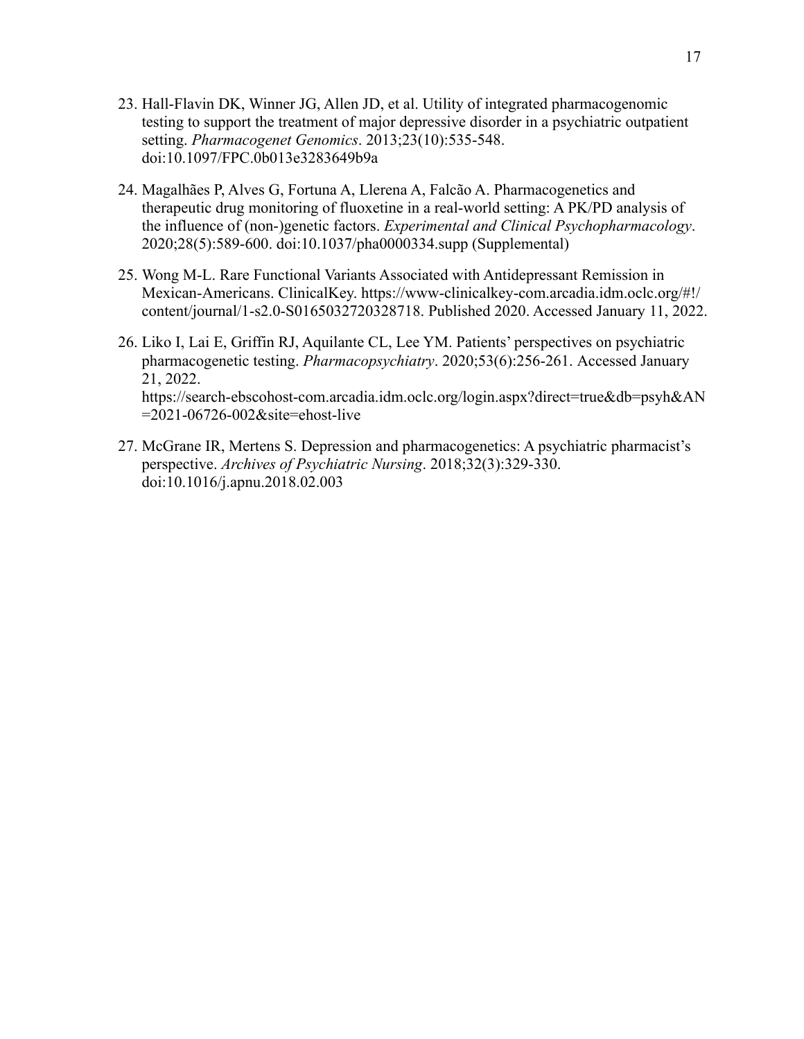23. Hall-Flavin DK, Winner JG, Allen JD, et al. Utility of integrated pharmacogenomic testing to support the treatment of major depressive disorder in a psychiatric outpatient setting. *Pharmacogenet Genomics*. 2013;23(10):535-548. doi:10.1097/FPC.0b013e3283649b9a

24. Magalhães P, Alves G, Fortuna A, Llerena A, Falcão A. Pharmacogenetics and therapeutic drug monitoring of fluoxetine in a real-world setting: A PK/PD analysis of the influence of (non-)genetic factors. *Experimental and Clinical Psychopharmacology*. 2020;28(5):589-600. doi:10.1037/pha0000334.supp (Supplemental)

25. Wong M-L. Rare Functional Variants Associated with Antidepressant Remission in Mexican-Americans. ClinicalKey. https://www-clinicalkey-com.arcadia.idm.oclc.org/#!/content/journal/1-s2.0-S0165032720328718. Published 2020. Accessed January 11, 2022.

26. Liko I, Lai E, Griffin RJ, Aquilante CL, Lee YM. Patients' perspectives on psychiatric pharmacogenetic testing. *Pharmacopsychiatry*. 2020;53(6):256-261. Accessed January 21, 2022. https://search-ebscohost-com.arcadia.idm.oclc.org/login.aspx?direct=true&db=psyh&AN=2021-06726-002&site=ehost-live

27. McGrane IR, Mertens S. Depression and pharmacogenetics: A psychiatric pharmacist's perspective. *Archives of Psychiatric Nursing*. 2018;32(3):329-330. doi:10.1016/j.apnu.2018.02.003